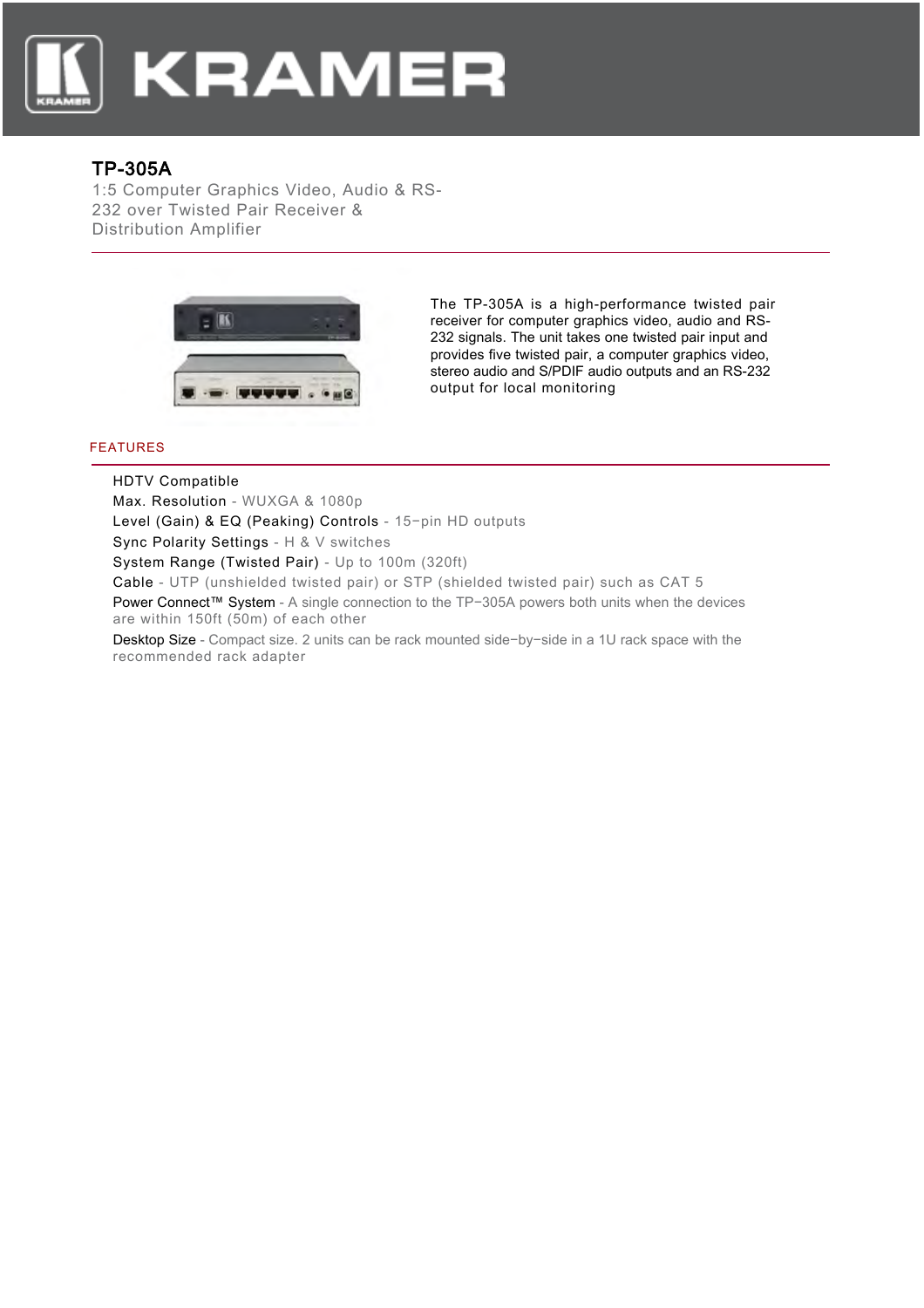# TP-305A

1:5 Computer Graphics Video, Audio & RS-232 over Twisted Pair Receiver & Distribution Amplifier

The TP-305A is a high-performance twisted pair receiver for computer graphics video, audio and RS-232 signals. The unit takes one twisted pair input and provides five twisted pair, a computer graphics video, stereo audio and S/PDIF audio outputs and an RS-232 output for local monitoring

## FEATURES

- HDTV Compatible
- Max. Resolution - WUXGA & 1080p
- Level (Gain) & EQ (Peaking) Controls - 15-pin HD outputs
- Sync Polarity Settings - H & V switches
- System Range (Twisted Pair) - Up to 100m (320ft)
- Cable - UTP (unshielded twisted pair) or STP (shielded twisted pair) such as CAT 5
- Power Connect™ System - A single connection to the TP-305A powers both units when the devices are within 150ft (50m) of each other
- Desktop Size - Compact size. 2 units can be rack mounted side-by-side in a 1U rack space with the recommended rack adapter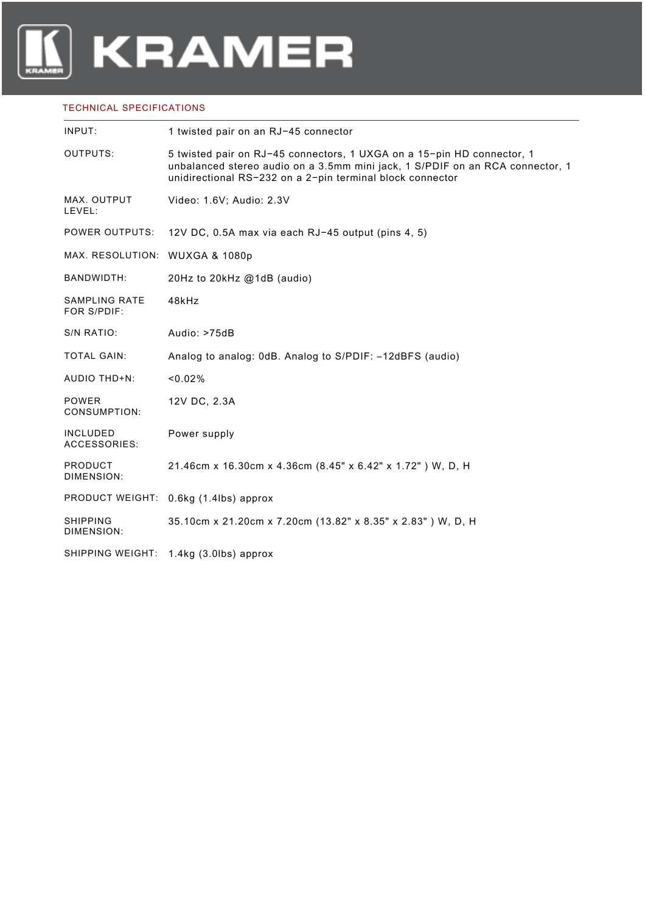## TECHNICAL SPECIFICATIONS

| | |
|---|---|
| INPUT: | 1 twisted pair on an RJ−45 connector |
| OUTPUTS: | 5 twisted pair on RJ−45 connectors, 1 UXGA on a 15−pin HD connector, 1 unbalanced stereo audio on a 3.5mm mini jack, 1 S/PDIF on an RCA connector, 1 unidirectional RS−232 on a 2−pin terminal block connector |
| MAX. OUTPUT LEVEL: | Video: 1.6V; Audio: 2.3V |
| POWER OUTPUTS: | 12V DC, 0.5A max via each RJ−45 output (pins 4, 5) |
| MAX. RESOLUTION: | WUXGA & 1080p |
| BANDWIDTH: | 20Hz to 20kHz @1dB (audio) |
| SAMPLING RATE FOR S/PDIF: | 48kHz |
| S/N RATIO: | Audio: >75dB |
| TOTAL GAIN: | Analog to analog: 0dB. Analog to S/PDIF: –12dBFS (audio) |
| AUDIO THD+N: | <0.02% |
| POWER CONSUMPTION: | 12V DC, 2.3A |
| INCLUDED ACCESSORIES: | Power supply |
| PRODUCT DIMENSION: | 21.46cm x 16.30cm x 4.36cm (8.45" x 6.42" x 1.72" ) W, D, H |
| PRODUCT WEIGHT: | 0.6kg (1.4lbs) approx |
| SHIPPING DIMENSION: | 35.10cm x 21.20cm x 7.20cm (13.82" x 8.35" x 2.83" ) W, D, H |
| SHIPPING WEIGHT: | 1.4kg (3.0lbs) approx |